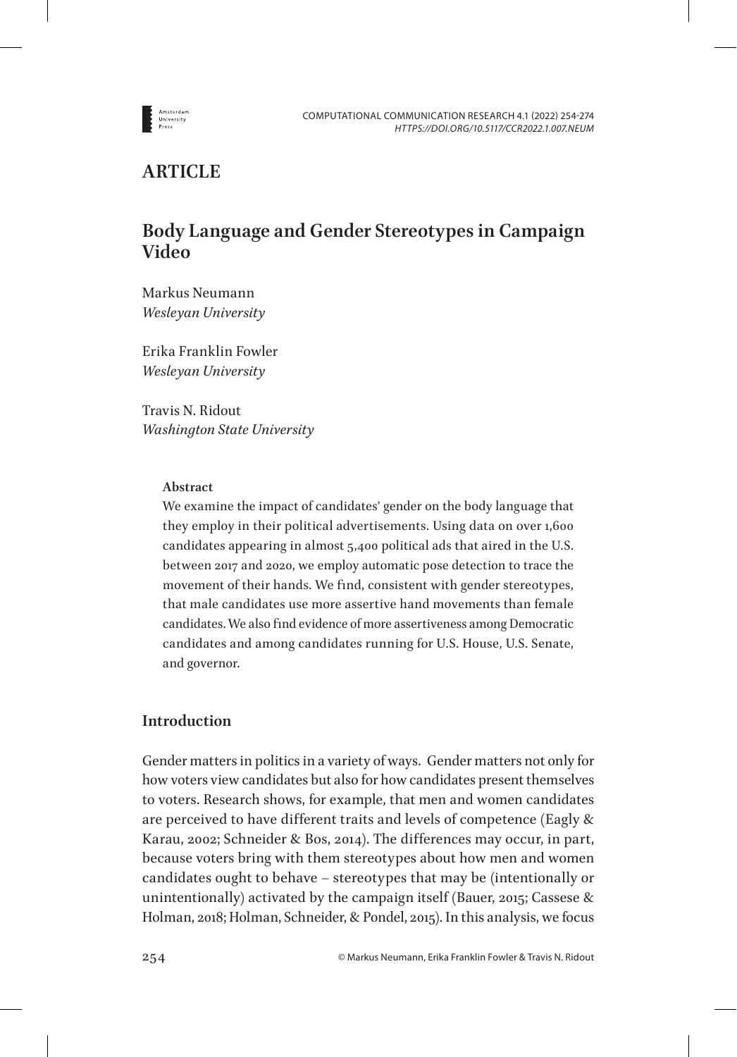## ARTICLE

# Body Language and Gender Stereotypes in Campaign Video

Markus Neumann
*Wesleyan University*

Erika Franklin Fowler
*Wesleyan University*

Travis N. Ridout
*Washington State University*

**Abstract**

We examine the impact of candidates' gender on the body language that they employ in their political advertisements. Using data on over 1,600 candidates appearing in almost 5,400 political ads that aired in the U.S. between 2017 and 2020, we employ automatic pose detection to trace the movement of their hands. We find, consistent with gender stereotypes, that male candidates use more assertive hand movements than female candidates. We also find evidence of more assertiveness among Democratic candidates and among candidates running for U.S. House, U.S. Senate, and governor.

## Introduction

Gender matters in politics in a variety of ways. Gender matters not only for how voters view candidates but also for how candidates present themselves to voters. Research shows, for example, that men and women candidates are perceived to have different traits and levels of competence (Eagly & Karau, 2002; Schneider & Bos, 2014). The differences may occur, in part, because voters bring with them stereotypes about how men and women candidates ought to behave – stereotypes that may be (intentionally or unintentionally) activated by the campaign itself (Bauer, 2015; Cassese & Holman, 2018; Holman, Schneider, & Pondel, 2015). In this analysis, we focus

© Markus Neumann, Erika Franklin Fowler & Travis N. Ridout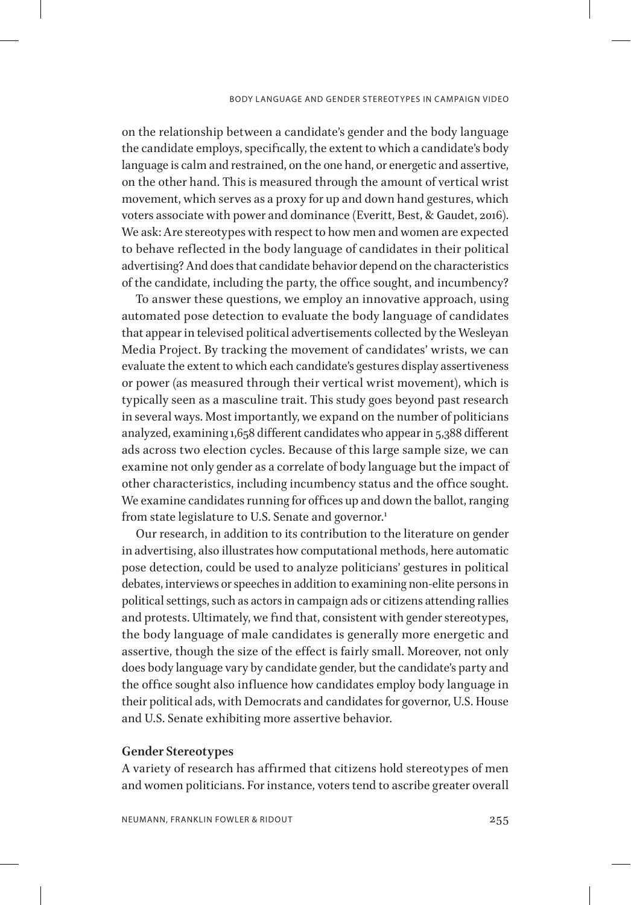on the relationship between a candidate's gender and the body language the candidate employs, specifically, the extent to which a candidate's body language is calm and restrained, on the one hand, or energetic and assertive, on the other hand. This is measured through the amount of vertical wrist movement, which serves as a proxy for up and down hand gestures, which voters associate with power and dominance (Everitt, Best, & Gaudet, 2016). We ask: Are stereotypes with respect to how men and women are expected to behave reflected in the body language of candidates in their political advertising? And does that candidate behavior depend on the characteristics of the candidate, including the party, the office sought, and incumbency?

To answer these questions, we employ an innovative approach, using automated pose detection to evaluate the body language of candidates that appear in televised political advertisements collected by the Wesleyan Media Project. By tracking the movement of candidates' wrists, we can evaluate the extent to which each candidate's gestures display assertiveness or power (as measured through their vertical wrist movement), which is typically seen as a masculine trait. This study goes beyond past research in several ways. Most importantly, we expand on the number of politicians analyzed, examining 1,658 different candidates who appear in 5,388 different ads across two election cycles. Because of this large sample size, we can examine not only gender as a correlate of body language but the impact of other characteristics, including incumbency status and the office sought. We examine candidates running for offices up and down the ballot, ranging from state legislature to U.S. Senate and governor.[1]

Our research, in addition to its contribution to the literature on gender in advertising, also illustrates how computational methods, here automatic pose detection, could be used to analyze politicians' gestures in political debates, interviews or speeches in addition to examining non-elite persons in political settings, such as actors in campaign ads or citizens attending rallies and protests. Ultimately, we find that, consistent with gender stereotypes, the body language of male candidates is generally more energetic and assertive, though the size of the effect is fairly small. Moreover, not only does body language vary by candidate gender, but the candidate's party and the office sought also influence how candidates employ body language in their political ads, with Democrats and candidates for governor, U.S. House and U.S. Senate exhibiting more assertive behavior.

## Gender Stereotypes

A variety of research has affirmed that citizens hold stereotypes of men and women politicians. For instance, voters tend to ascribe greater overall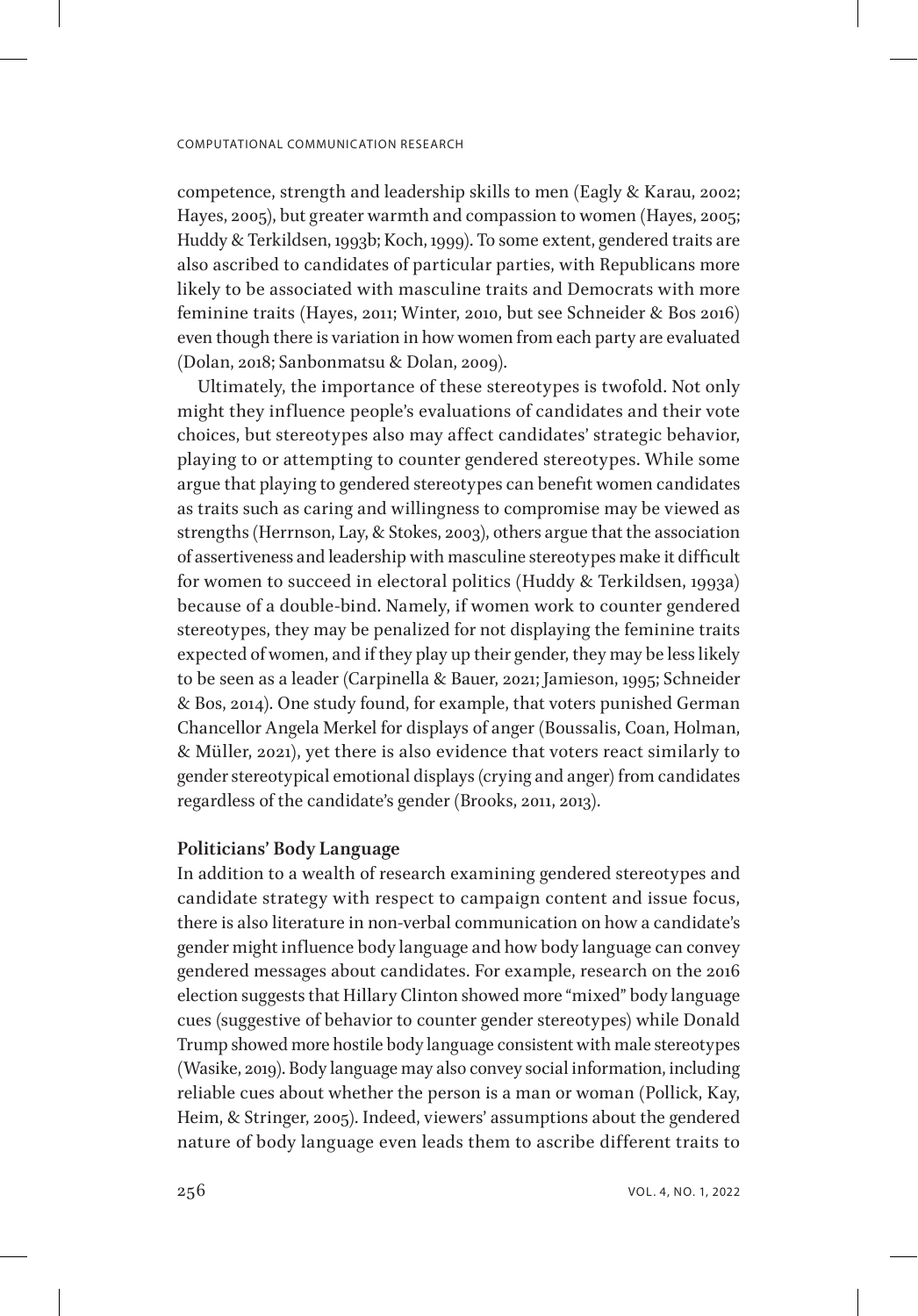competence, strength and leadership skills to men (Eagly & Karau, 2002; Hayes, 2005), but greater warmth and compassion to women (Hayes, 2005; Huddy & Terkildsen, 1993b; Koch, 1999). To some extent, gendered traits are also ascribed to candidates of particular parties, with Republicans more likely to be associated with masculine traits and Democrats with more feminine traits (Hayes, 2011; Winter, 2010, but see Schneider & Bos 2016) even though there is variation in how women from each party are evaluated (Dolan, 2018; Sanbonmatsu & Dolan, 2009).

Ultimately, the importance of these stereotypes is twofold. Not only might they influence people's evaluations of candidates and their vote choices, but stereotypes also may affect candidates' strategic behavior, playing to or attempting to counter gendered stereotypes. While some argue that playing to gendered stereotypes can benefit women candidates as traits such as caring and willingness to compromise may be viewed as strengths (Herrnson, Lay, & Stokes, 2003), others argue that the association of assertiveness and leadership with masculine stereotypes make it difficult for women to succeed in electoral politics (Huddy & Terkildsen, 1993a) because of a double-bind. Namely, if women work to counter gendered stereotypes, they may be penalized for not displaying the feminine traits expected of women, and if they play up their gender, they may be less likely to be seen as a leader (Carpinella & Bauer, 2021; Jamieson, 1995; Schneider & Bos, 2014). One study found, for example, that voters punished German Chancellor Angela Merkel for displays of anger (Boussalis, Coan, Holman, & Müller, 2021), yet there is also evidence that voters react similarly to gender stereotypical emotional displays (crying and anger) from candidates regardless of the candidate's gender (Brooks, 2011, 2013).

### Politicians' Body Language

In addition to a wealth of research examining gendered stereotypes and candidate strategy with respect to campaign content and issue focus, there is also literature in non-verbal communication on how a candidate's gender might influence body language and how body language can convey gendered messages about candidates. For example, research on the 2016 election suggests that Hillary Clinton showed more "mixed" body language cues (suggestive of behavior to counter gender stereotypes) while Donald Trump showed more hostile body language consistent with male stereotypes (Wasike, 2019). Body language may also convey social information, including reliable cues about whether the person is a man or woman (Pollick, Kay, Heim, & Stringer, 2005). Indeed, viewers' assumptions about the gendered nature of body language even leads them to ascribe different traits to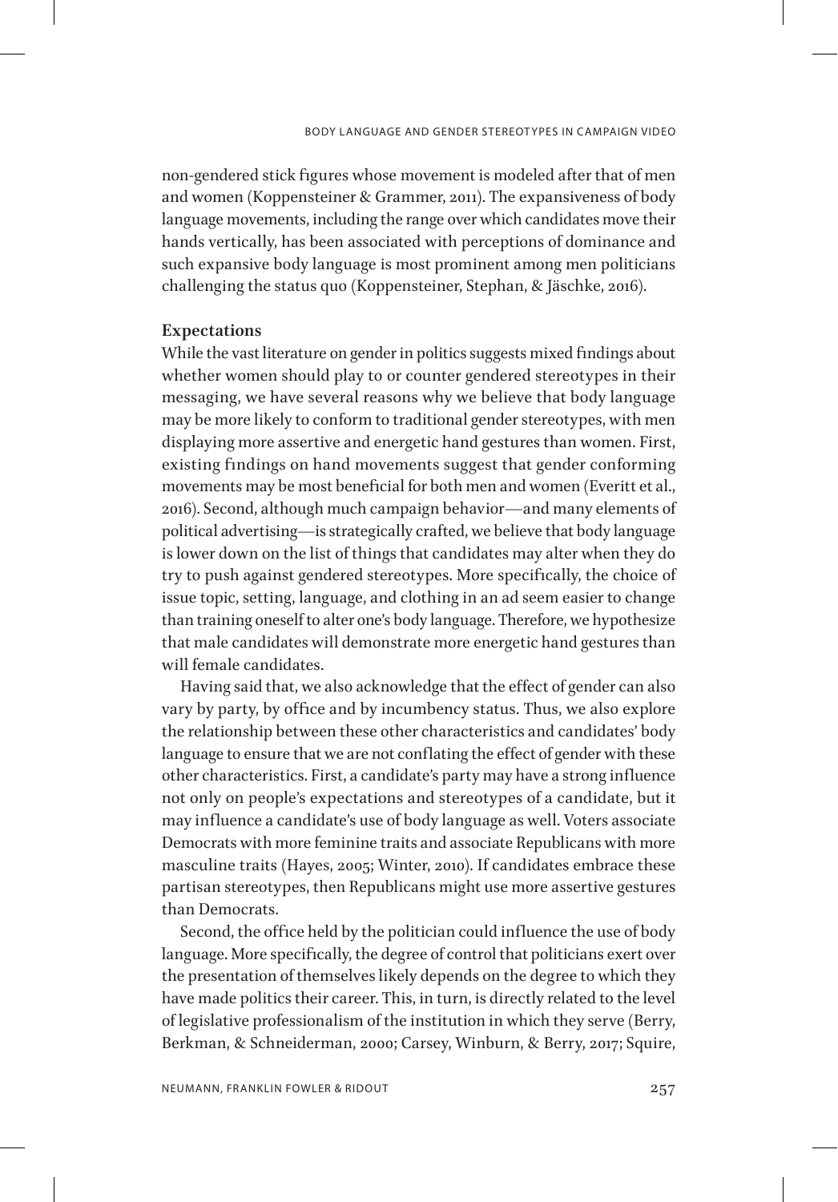non-gendered stick figures whose movement is modeled after that of men and women (Koppensteiner & Grammer, 2011). The expansiveness of body language movements, including the range over which candidates move their hands vertically, has been associated with perceptions of dominance and such expansive body language is most prominent among men politicians challenging the status quo (Koppensteiner, Stephan, & Jäschke, 2016).

**Expectations**

While the vast literature on gender in politics suggests mixed findings about whether women should play to or counter gendered stereotypes in their messaging, we have several reasons why we believe that body language may be more likely to conform to traditional gender stereotypes, with men displaying more assertive and energetic hand gestures than women. First, existing findings on hand movements suggest that gender conforming movements may be most beneficial for both men and women (Everitt et al., 2016). Second, although much campaign behavior—and many elements of political advertising—is strategically crafted, we believe that body language is lower down on the list of things that candidates may alter when they do try to push against gendered stereotypes. More specifically, the choice of issue topic, setting, language, and clothing in an ad seem easier to change than training oneself to alter one's body language. Therefore, we hypothesize that male candidates will demonstrate more energetic hand gestures than will female candidates.

Having said that, we also acknowledge that the effect of gender can also vary by party, by office and by incumbency status. Thus, we also explore the relationship between these other characteristics and candidates' body language to ensure that we are not conflating the effect of gender with these other characteristics. First, a candidate's party may have a strong influence not only on people's expectations and stereotypes of a candidate, but it may influence a candidate's use of body language as well. Voters associate Democrats with more feminine traits and associate Republicans with more masculine traits (Hayes, 2005; Winter, 2010). If candidates embrace these partisan stereotypes, then Republicans might use more assertive gestures than Democrats.

Second, the office held by the politician could influence the use of body language. More specifically, the degree of control that politicians exert over the presentation of themselves likely depends on the degree to which they have made politics their career. This, in turn, is directly related to the level of legislative professionalism of the institution in which they serve (Berry, Berkman, & Schneiderman, 2000; Carsey, Winburn, & Berry, 2017; Squire,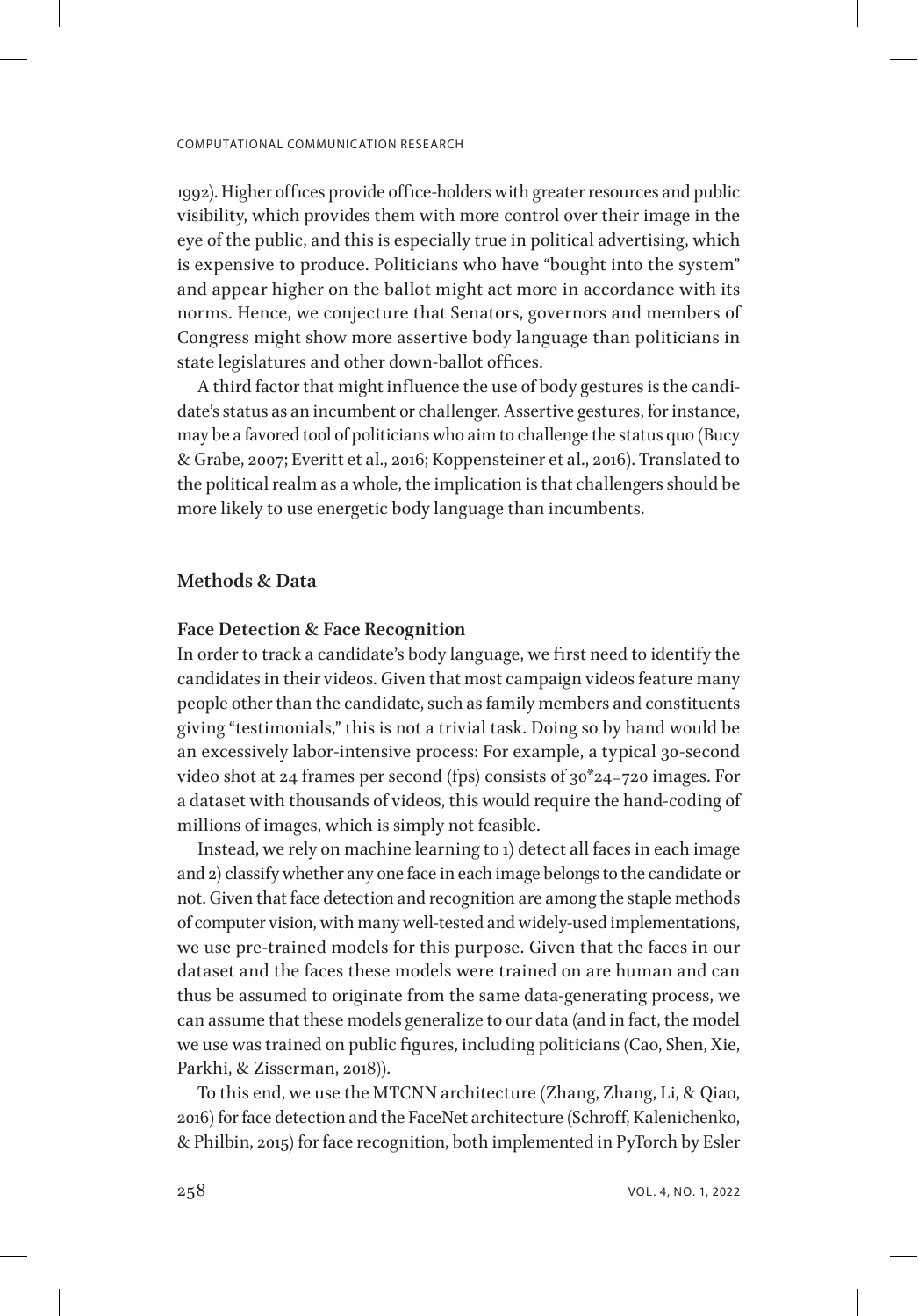1992). Higher offices provide office-holders with greater resources and public visibility, which provides them with more control over their image in the eye of the public, and this is especially true in political advertising, which is expensive to produce. Politicians who have "bought into the system" and appear higher on the ballot might act more in accordance with its norms. Hence, we conjecture that Senators, governors and members of Congress might show more assertive body language than politicians in state legislatures and other down-ballot offices.

A third factor that might influence the use of body gestures is the candidate's status as an incumbent or challenger. Assertive gestures, for instance, may be a favored tool of politicians who aim to challenge the status quo (Bucy & Grabe, 2007; Everitt et al., 2016; Koppensteiner et al., 2016). Translated to the political realm as a whole, the implication is that challengers should be more likely to use energetic body language than incumbents.

## Methods & Data

### Face Detection & Face Recognition

In order to track a candidate's body language, we first need to identify the candidates in their videos. Given that most campaign videos feature many people other than the candidate, such as family members and constituents giving "testimonials," this is not a trivial task. Doing so by hand would be an excessively labor-intensive process: For example, a typical 30-second video shot at 24 frames per second (fps) consists of 30*24=720 images. For a dataset with thousands of videos, this would require the hand-coding of millions of images, which is simply not feasible.

Instead, we rely on machine learning to 1) detect all faces in each image and 2) classify whether any one face in each image belongs to the candidate or not. Given that face detection and recognition are among the staple methods of computer vision, with many well-tested and widely-used implementations, we use pre-trained models for this purpose. Given that the faces in our dataset and the faces these models were trained on are human and can thus be assumed to originate from the same data-generating process, we can assume that these models generalize to our data (and in fact, the model we use was trained on public figures, including politicians (Cao, Shen, Xie, Parkhi, & Zisserman, 2018)).

To this end, we use the MTCNN architecture (Zhang, Zhang, Li, & Qiao, 2016) for face detection and the FaceNet architecture (Schroff, Kalenichenko, & Philbin, 2015) for face recognition, both implemented in PyTorch by Esler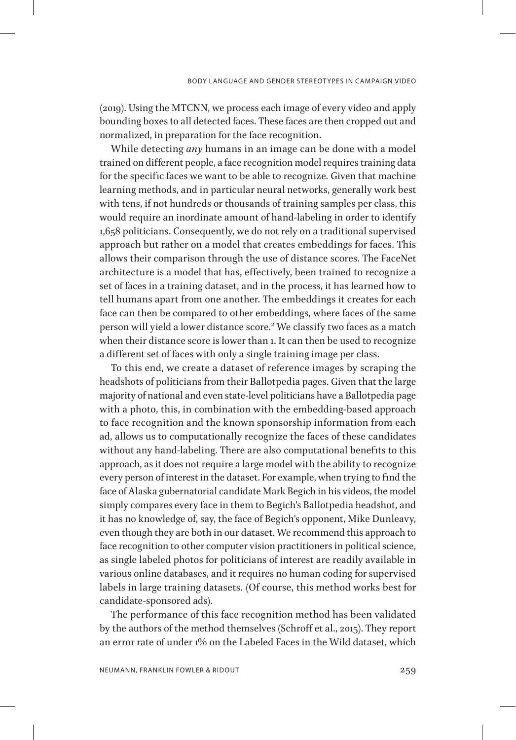(2019). Using the MTCNN, we process each image of every video and apply bounding boxes to all detected faces. These faces are then cropped out and normalized, in preparation for the face recognition.

While detecting *any* humans in an image can be done with a model trained on different people, a face recognition model requires training data for the specific faces we want to be able to recognize. Given that machine learning methods, and in particular neural networks, generally work best with tens, if not hundreds or thousands of training samples per class, this would require an inordinate amount of hand-labeling in order to identify 1,658 politicians. Consequently, we do not rely on a traditional supervised approach but rather on a model that creates embeddings for faces. This allows their comparison through the use of distance scores. The FaceNet architecture is a model that has, effectively, been trained to recognize a set of faces in a training dataset, and in the process, it has learned how to tell humans apart from one another. The embeddings it creates for each face can then be compared to other embeddings, where faces of the same person will yield a lower distance score.[2] We classify two faces as a match when their distance score is lower than 1. It can then be used to recognize a different set of faces with only a single training image per class.

To this end, we create a dataset of reference images by scraping the headshots of politicians from their Ballotpedia pages. Given that the large majority of national and even state-level politicians have a Ballotpedia page with a photo, this, in combination with the embedding-based approach to face recognition and the known sponsorship information from each ad, allows us to computationally recognize the faces of these candidates without any hand-labeling. There are also computational benefits to this approach, as it does not require a large model with the ability to recognize every person of interest in the dataset. For example, when trying to find the face of Alaska gubernatorial candidate Mark Begich in his videos, the model simply compares every face in them to Begich's Ballotpedia headshot, and it has no knowledge of, say, the face of Begich's opponent, Mike Dunleavy, even though they are both in our dataset. We recommend this approach to face recognition to other computer vision practitioners in political science, as single labeled photos for politicians of interest are readily available in various online databases, and it requires no human coding for supervised labels in large training datasets. (Of course, this method works best for candidate-sponsored ads).

The performance of this face recognition method has been validated by the authors of the method themselves (Schroff et al., 2015). They report an error rate of under 1% on the Labeled Faces in the Wild dataset, which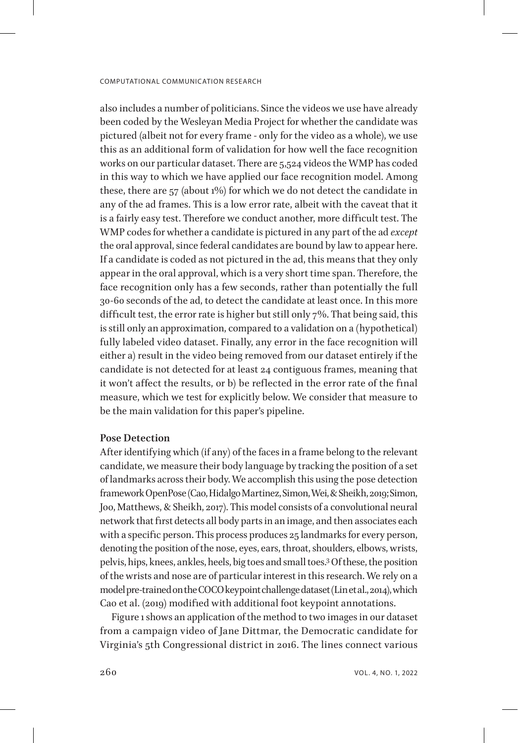also includes a number of politicians. Since the videos we use have already been coded by the Wesleyan Media Project for whether the candidate was pictured (albeit not for every frame - only for the video as a whole), we use this as an additional form of validation for how well the face recognition works on our particular dataset. There are 5,524 videos the WMP has coded in this way to which we have applied our face recognition model. Among these, there are 57 (about 1%) for which we do not detect the candidate in any of the ad frames. This is a low error rate, albeit with the caveat that it is a fairly easy test. Therefore we conduct another, more difficult test. The WMP codes for whether a candidate is pictured in any part of the ad *except* the oral approval, since federal candidates are bound by law to appear here. If a candidate is coded as not pictured in the ad, this means that they only appear in the oral approval, which is a very short time span. Therefore, the face recognition only has a few seconds, rather than potentially the full 30-60 seconds of the ad, to detect the candidate at least once. In this more difficult test, the error rate is higher but still only 7%. That being said, this is still only an approximation, compared to a validation on a (hypothetical) fully labeled video dataset. Finally, any error in the face recognition will either a) result in the video being removed from our dataset entirely if the candidate is not detected for at least 24 contiguous frames, meaning that it won't affect the results, or b) be reflected in the error rate of the final measure, which we test for explicitly below. We consider that measure to be the main validation for this paper's pipeline.

### Pose Detection

After identifying which (if any) of the faces in a frame belong to the relevant candidate, we measure their body language by tracking the position of a set of landmarks across their body. We accomplish this using the pose detection framework OpenPose (Cao, Hidalgo Martinez, Simon, Wei, & Sheikh, 2019; Simon, Joo, Matthews, & Sheikh, 2017). This model consists of a convolutional neural network that first detects all body parts in an image, and then associates each with a specific person. This process produces 25 landmarks for every person, denoting the position of the nose, eyes, ears, throat, shoulders, elbows, wrists, pelvis, hips, knees, ankles, heels, big toes and small toes.[3] Of these, the position of the wrists and nose are of particular interest in this research. We rely on a model pre-trained on the COCO keypoint challenge dataset (Lin et al., 2014), which Cao et al. (2019) modified with additional foot keypoint annotations.

Figure 1 shows an application of the method to two images in our dataset from a campaign video of Jane Dittmar, the Democratic candidate for Virginia's 5th Congressional district in 2016. The lines connect various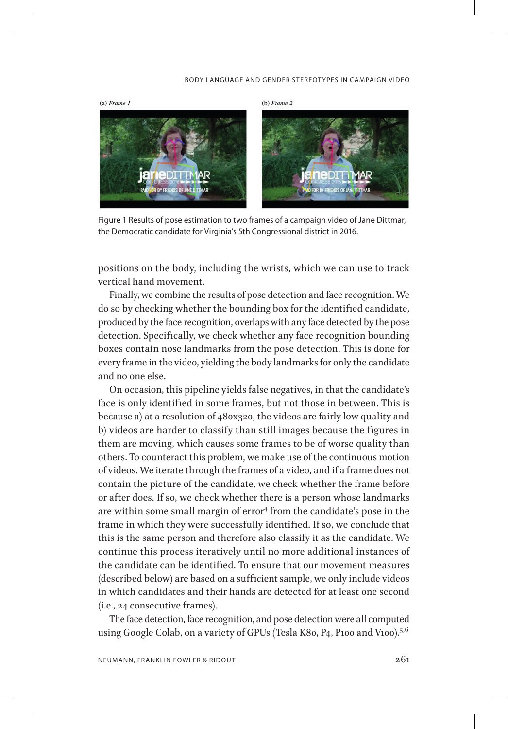(a) *Frame 1* (b) *Frame 2*

Figure 1 Results of pose estimation to two frames of a campaign video of Jane Dittmar, the Democratic candidate for Virginia's 5th Congressional district in 2016.

positions on the body, including the wrists, which we can use to track vertical hand movement.

Finally, we combine the results of pose detection and face recognition. We do so by checking whether the bounding box for the identified candidate, produced by the face recognition, overlaps with any face detected by the pose detection. Specifically, we check whether any face recognition bounding boxes contain nose landmarks from the pose detection. This is done for every frame in the video, yielding the body landmarks for only the candidate and no one else.

On occasion, this pipeline yields false negatives, in that the candidate's face is only identified in some frames, but not those in between. This is because a) at a resolution of 480x320, the videos are fairly low quality and b) videos are harder to classify than still images because the figures in them are moving, which causes some frames to be of worse quality than others. To counteract this problem, we make use of the continuous motion of videos. We iterate through the frames of a video, and if a frame does not contain the picture of the candidate, we check whether the frame before or after does. If so, we check whether there is a person whose landmarks are within some small margin of error[4] from the candidate's pose in the frame in which they were successfully identified. If so, we conclude that this is the same person and therefore also classify it as the candidate. We continue this process iteratively until no more additional instances of the candidate can be identified. To ensure that our movement measures (described below) are based on a sufficient sample, we only include videos in which candidates and their hands are detected for at least one second (i.e., 24 consecutive frames).

The face detection, face recognition, and pose detection were all computed using Google Colab, on a variety of GPUs (Tesla K80, P4, P100 and V100).[5,6]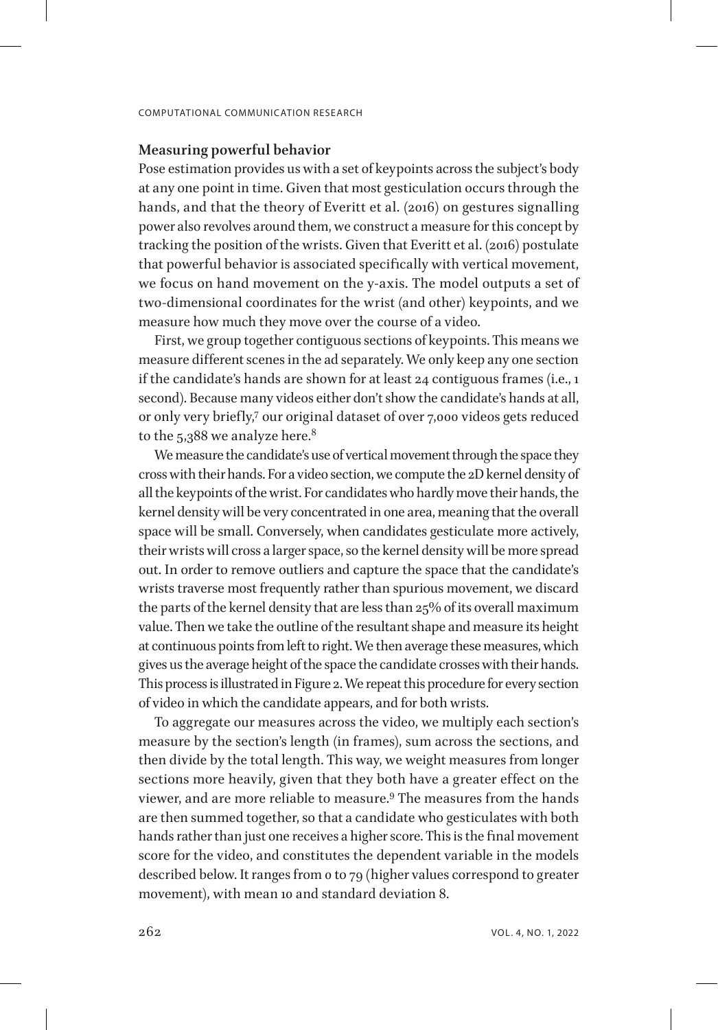## Measuring powerful behavior

Pose estimation provides us with a set of keypoints across the subject's body at any one point in time. Given that most gesticulation occurs through the hands, and that the theory of Everitt et al. (2016) on gestures signalling power also revolves around them, we construct a measure for this concept by tracking the position of the wrists. Given that Everitt et al. (2016) postulate that powerful behavior is associated specifically with vertical movement, we focus on hand movement on the y-axis. The model outputs a set of two-dimensional coordinates for the wrist (and other) keypoints, and we measure how much they move over the course of a video.

First, we group together contiguous sections of keypoints. This means we measure different scenes in the ad separately. We only keep any one section if the candidate's hands are shown for at least 24 contiguous frames (i.e., 1 second). Because many videos either don't show the candidate's hands at all, or only very briefly,[7] our original dataset of over 7,000 videos gets reduced to the 5,388 we analyze here.[8]

We measure the candidate's use of vertical movement through the space they cross with their hands. For a video section, we compute the 2D kernel density of all the keypoints of the wrist. For candidates who hardly move their hands, the kernel density will be very concentrated in one area, meaning that the overall space will be small. Conversely, when candidates gesticulate more actively, their wrists will cross a larger space, so the kernel density will be more spread out. In order to remove outliers and capture the space that the candidate's wrists traverse most frequently rather than spurious movement, we discard the parts of the kernel density that are less than 25% of its overall maximum value. Then we take the outline of the resultant shape and measure its height at continuous points from left to right. We then average these measures, which gives us the average height of the space the candidate crosses with their hands. This process is illustrated in Figure 2. We repeat this procedure for every section of video in which the candidate appears, and for both wrists.

To aggregate our measures across the video, we multiply each section's measure by the section's length (in frames), sum across the sections, and then divide by the total length. This way, we weight measures from longer sections more heavily, given that they both have a greater effect on the viewer, and are more reliable to measure.[9] The measures from the hands are then summed together, so that a candidate who gesticulates with both hands rather than just one receives a higher score. This is the final movement score for the video, and constitutes the dependent variable in the models described below. It ranges from 0 to 79 (higher values correspond to greater movement), with mean 10 and standard deviation 8.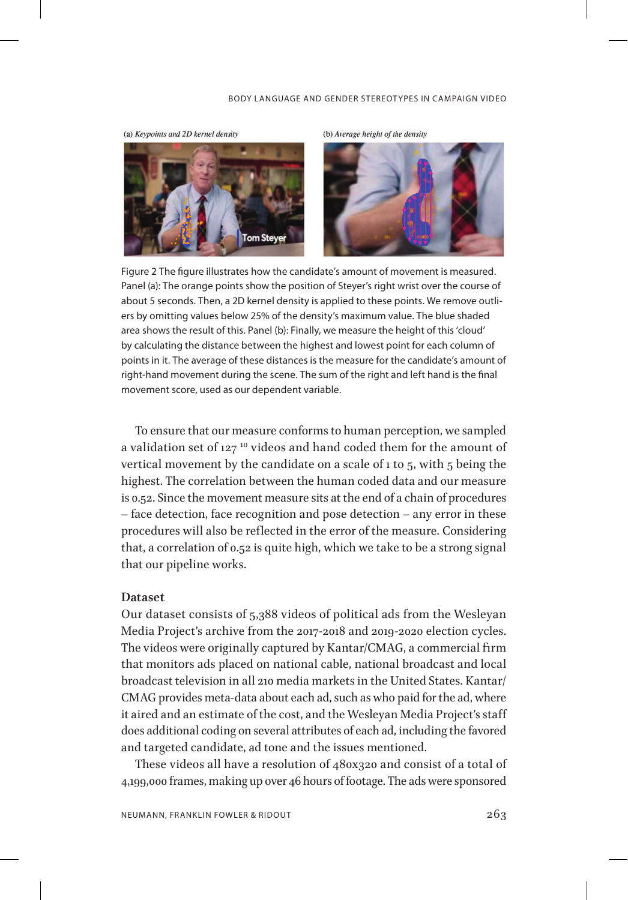(a) *Keypoints and 2D kernel density* (b) *Average height of the density*

Figure 2 The figure illustrates how the candidate's amount of movement is measured. Panel (a): The orange points show the position of Steyer's right wrist over the course of about 5 seconds. Then, a 2D kernel density is applied to these points. We remove outliers by omitting values below 25% of the density's maximum value. The blue shaded area shows the result of this. Panel (b): Finally, we measure the height of this 'cloud' by calculating the distance between the highest and lowest point for each column of points in it. The average of these distances is the measure for the candidate's amount of right-hand movement during the scene. The sum of the right and left hand is the final movement score, used as our dependent variable.

To ensure that our measure conforms to human perception, we sampled a validation set of 127 [10] videos and hand coded them for the amount of vertical movement by the candidate on a scale of 1 to 5, with 5 being the highest. The correlation between the human coded data and our measure is 0.52. Since the movement measure sits at the end of a chain of procedures – face detection, face recognition and pose detection – any error in these procedures will also be reflected in the error of the measure. Considering that, a correlation of 0.52 is quite high, which we take to be a strong signal that our pipeline works.

### Dataset

Our dataset consists of 5,388 videos of political ads from the Wesleyan Media Project's archive from the 2017-2018 and 2019-2020 election cycles. The videos were originally captured by Kantar/CMAG, a commercial firm that monitors ads placed on national cable, national broadcast and local broadcast television in all 210 media markets in the United States. Kantar/CMAG provides meta-data about each ad, such as who paid for the ad, where it aired and an estimate of the cost, and the Wesleyan Media Project's staff does additional coding on several attributes of each ad, including the favored and targeted candidate, ad tone and the issues mentioned.

These videos all have a resolution of 480x320 and consist of a total of 4,199,000 frames, making up over 46 hours of footage. The ads were sponsored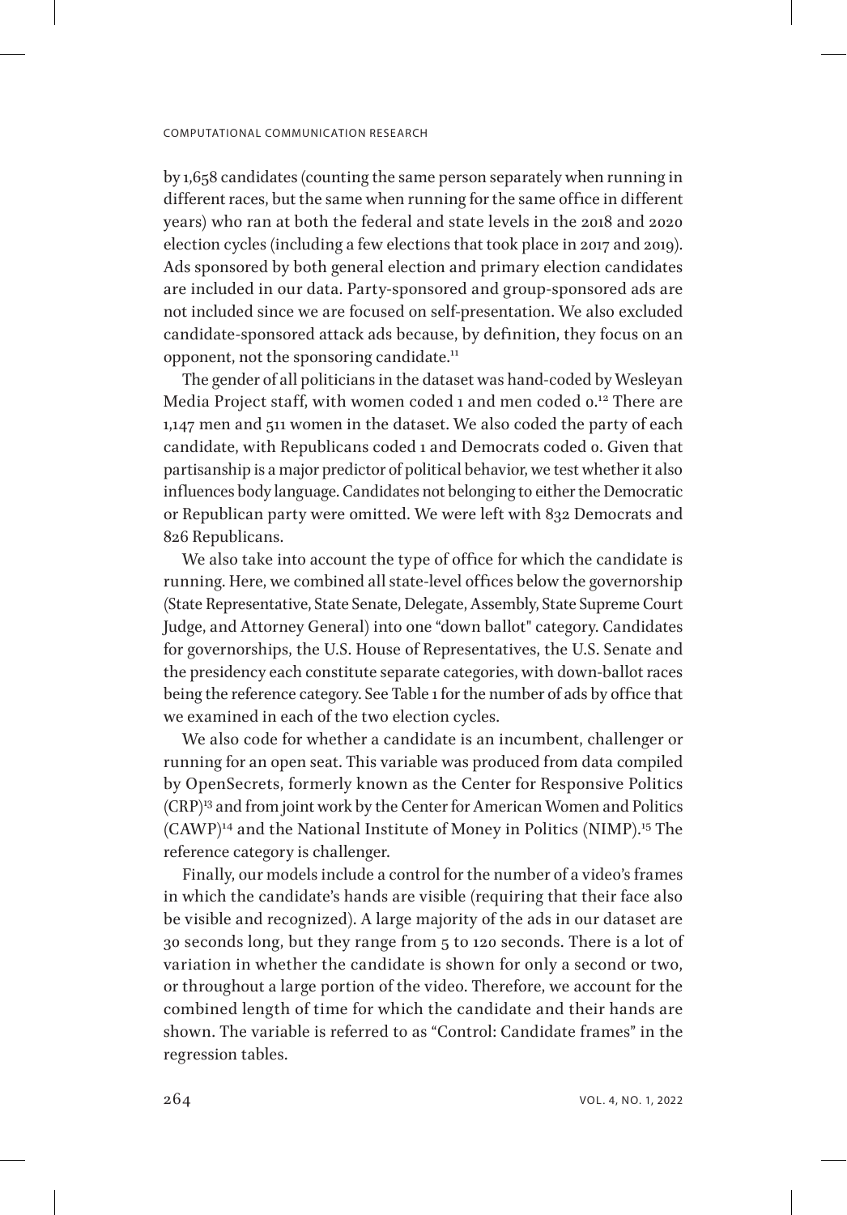by 1,658 candidates (counting the same person separately when running in different races, but the same when running for the same office in different years) who ran at both the federal and state levels in the 2018 and 2020 election cycles (including a few elections that took place in 2017 and 2019). Ads sponsored by both general election and primary election candidates are included in our data. Party-sponsored and group-sponsored ads are not included since we are focused on self-presentation. We also excluded candidate-sponsored attack ads because, by definition, they focus on an opponent, not the sponsoring candidate.[11]

The gender of all politicians in the dataset was hand-coded by Wesleyan Media Project staff, with women coded 1 and men coded 0.[12] There are 1,147 men and 511 women in the dataset. We also coded the party of each candidate, with Republicans coded 1 and Democrats coded 0. Given that partisanship is a major predictor of political behavior, we test whether it also influences body language. Candidates not belonging to either the Democratic or Republican party were omitted. We were left with 832 Democrats and 826 Republicans.

We also take into account the type of office for which the candidate is running. Here, we combined all state-level offices below the governorship (State Representative, State Senate, Delegate, Assembly, State Supreme Court Judge, and Attorney General) into one "down ballot" category. Candidates for governorships, the U.S. House of Representatives, the U.S. Senate and the presidency each constitute separate categories, with down-ballot races being the reference category. See Table 1 for the number of ads by office that we examined in each of the two election cycles.

We also code for whether a candidate is an incumbent, challenger or running for an open seat. This variable was produced from data compiled by OpenSecrets, formerly known as the Center for Responsive Politics (CRP)[13] and from joint work by the Center for American Women and Politics (CAWP)[14] and the National Institute of Money in Politics (NIMP).[15] The reference category is challenger.

Finally, our models include a control for the number of a video's frames in which the candidate's hands are visible (requiring that their face also be visible and recognized). A large majority of the ads in our dataset are 30 seconds long, but they range from 5 to 120 seconds. There is a lot of variation in whether the candidate is shown for only a second or two, or throughout a large portion of the video. Therefore, we account for the combined length of time for which the candidate and their hands are shown. The variable is referred to as "Control: Candidate frames" in the regression tables.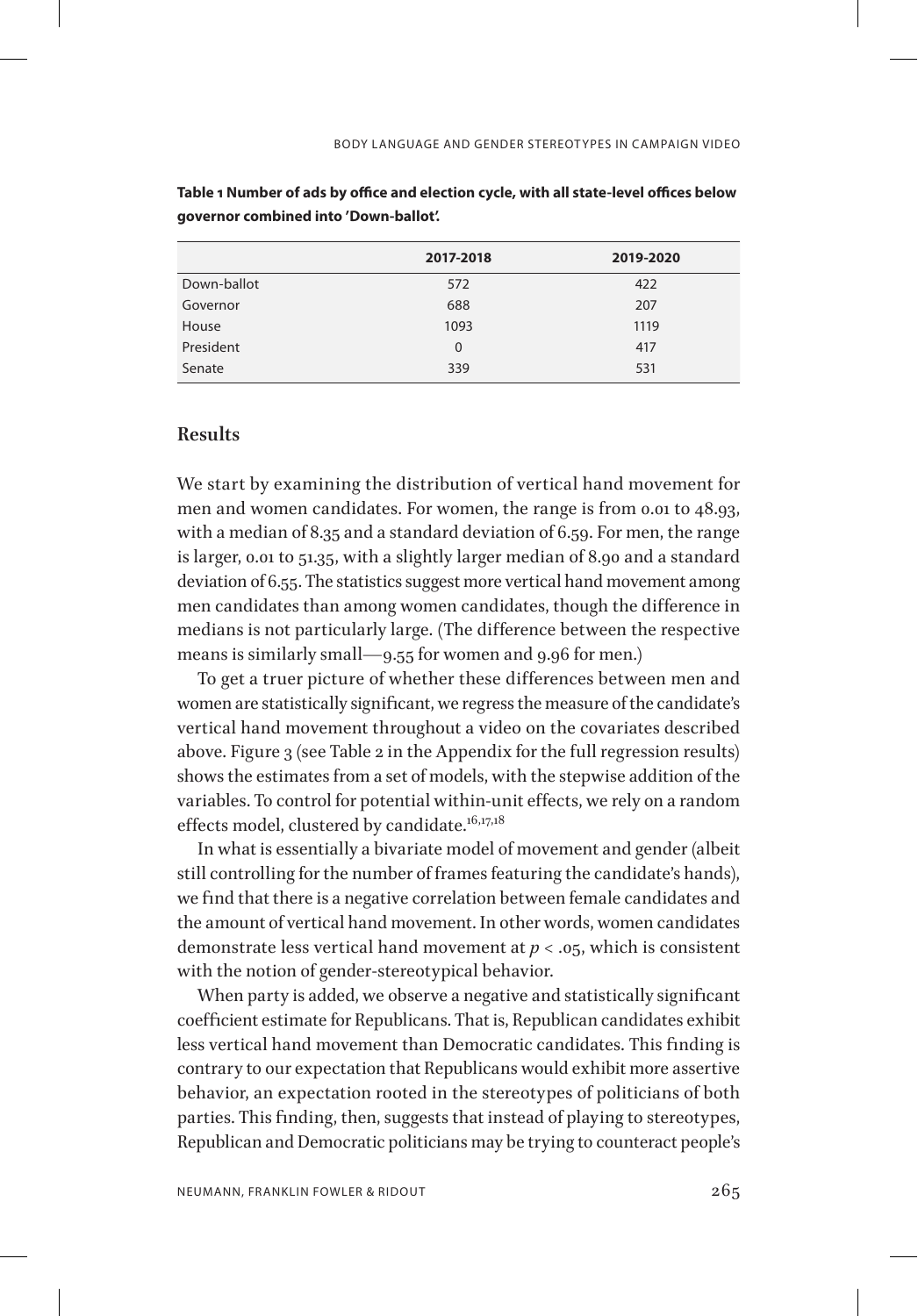**Table 1 Number of ads by office and election cycle, with all state-level offices below governor combined into 'Down-ballot'.**

| | 2017-2018 | 2019-2020 |
|---|---|---|
| Down-ballot | 572 | 422 |
| Governor | 688 | 207 |
| House | 1093 | 1119 |
| President | 0 | 417 |
| Senate | 339 | 531 |

## Results

We start by examining the distribution of vertical hand movement for men and women candidates. For women, the range is from 0.01 to 48.93, with a median of 8.35 and a standard deviation of 6.59. For men, the range is larger, 0.01 to 51.35, with a slightly larger median of 8.90 and a standard deviation of 6.55. The statistics suggest more vertical hand movement among men candidates than among women candidates, though the difference in medians is not particularly large. (The difference between the respective means is similarly small—9.55 for women and 9.96 for men.)

To get a truer picture of whether these differences between men and women are statistically significant, we regress the measure of the candidate's vertical hand movement throughout a video on the covariates described above. Figure 3 (see Table 2 in the Appendix for the full regression results) shows the estimates from a set of models, with the stepwise addition of the variables. To control for potential within-unit effects, we rely on a random effects model, clustered by candidate.[16,17,18]

In what is essentially a bivariate model of movement and gender (albeit still controlling for the number of frames featuring the candidate's hands), we find that there is a negative correlation between female candidates and the amount of vertical hand movement. In other words, women candidates demonstrate less vertical hand movement at $p < .05$, which is consistent with the notion of gender-stereotypical behavior.

When party is added, we observe a negative and statistically significant coefficient estimate for Republicans. That is, Republican candidates exhibit less vertical hand movement than Democratic candidates. This finding is contrary to our expectation that Republicans would exhibit more assertive behavior, an expectation rooted in the stereotypes of politicians of both parties. This finding, then, suggests that instead of playing to stereotypes, Republican and Democratic politicians may be trying to counteract people's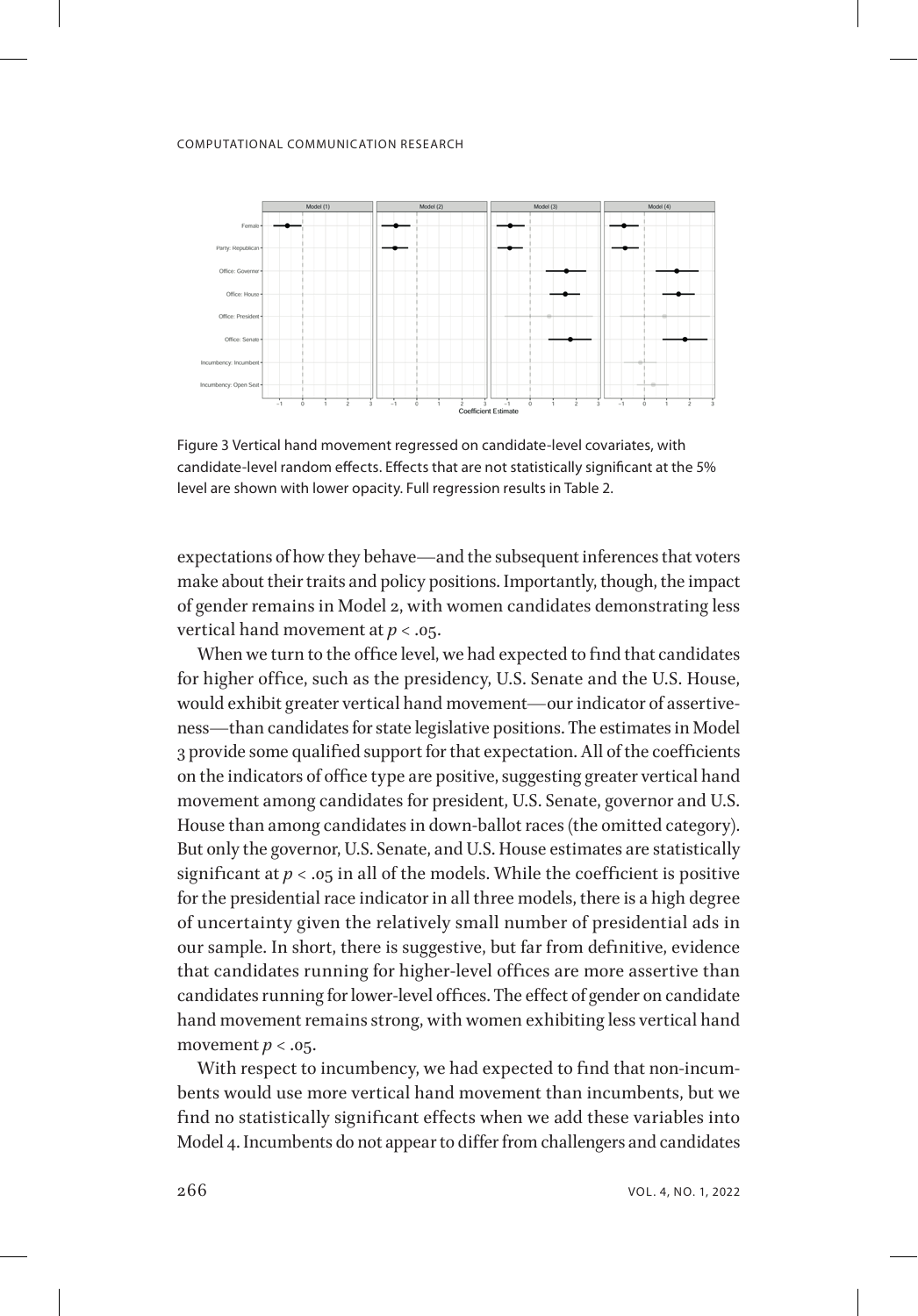Figure 3 Vertical hand movement regressed on candidate-level covariates, with candidate-level random effects. Effects that are not statistically significant at the 5% level are shown with lower opacity. Full regression results in Table 2.

expectations of how they behave—and the subsequent inferences that voters make about their traits and policy positions. Importantly, though, the impact of gender remains in Model 2, with women candidates demonstrating less vertical hand movement at $p < .05$.

When we turn to the office level, we had expected to find that candidates for higher office, such as the presidency, U.S. Senate and the U.S. House, would exhibit greater vertical hand movement—our indicator of assertiveness—than candidates for state legislative positions. The estimates in Model 3 provide some qualified support for that expectation. All of the coefficients on the indicators of office type are positive, suggesting greater vertical hand movement among candidates for president, U.S. Senate, governor and U.S. House than among candidates in down-ballot races (the omitted category). But only the governor, U.S. Senate, and U.S. House estimates are statistically significant at $p < .05$ in all of the models. While the coefficient is positive for the presidential race indicator in all three models, there is a high degree of uncertainty given the relatively small number of presidential ads in our sample. In short, there is suggestive, but far from definitive, evidence that candidates running for higher-level offices are more assertive than candidates running for lower-level offices. The effect of gender on candidate hand movement remains strong, with women exhibiting less vertical hand movement $p < .05$.

With respect to incumbency, we had expected to find that non-incumbents would use more vertical hand movement than incumbents, but we find no statistically significant effects when we add these variables into Model 4. Incumbents do not appear to differ from challengers and candidates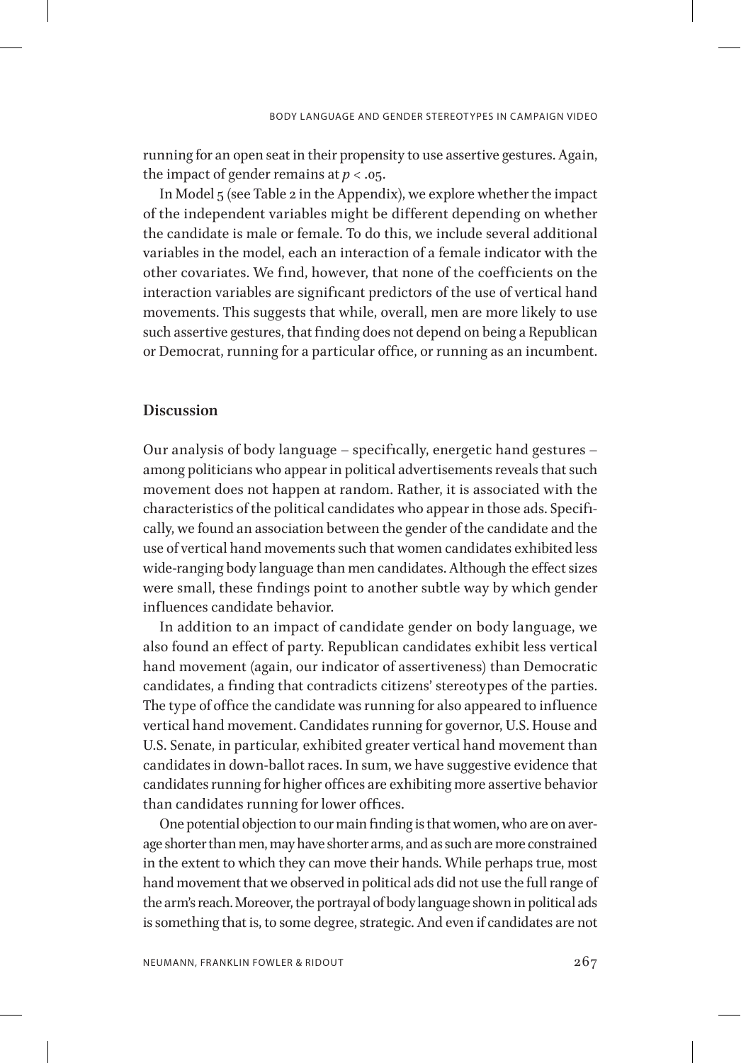running for an open seat in their propensity to use assertive gestures. Again, the impact of gender remains at $p < .05$.

In Model 5 (see Table 2 in the Appendix), we explore whether the impact of the independent variables might be different depending on whether the candidate is male or female. To do this, we include several additional variables in the model, each an interaction of a female indicator with the other covariates. We find, however, that none of the coefficients on the interaction variables are significant predictors of the use of vertical hand movements. This suggests that while, overall, men are more likely to use such assertive gestures, that finding does not depend on being a Republican or Democrat, running for a particular office, or running as an incumbent.

## Discussion

Our analysis of body language – specifically, energetic hand gestures – among politicians who appear in political advertisements reveals that such movement does not happen at random. Rather, it is associated with the characteristics of the political candidates who appear in those ads. Specifically, we found an association between the gender of the candidate and the use of vertical hand movements such that women candidates exhibited less wide-ranging body language than men candidates. Although the effect sizes were small, these findings point to another subtle way by which gender influences candidate behavior.

In addition to an impact of candidate gender on body language, we also found an effect of party. Republican candidates exhibit less vertical hand movement (again, our indicator of assertiveness) than Democratic candidates, a finding that contradicts citizens' stereotypes of the parties. The type of office the candidate was running for also appeared to influence vertical hand movement. Candidates running for governor, U.S. House and U.S. Senate, in particular, exhibited greater vertical hand movement than candidates in down-ballot races. In sum, we have suggestive evidence that candidates running for higher offices are exhibiting more assertive behavior than candidates running for lower offices.

One potential objection to our main finding is that women, who are on average shorter than men, may have shorter arms, and as such are more constrained in the extent to which they can move their hands. While perhaps true, most hand movement that we observed in political ads did not use the full range of the arm's reach. Moreover, the portrayal of body language shown in political ads is something that is, to some degree, strategic. And even if candidates are not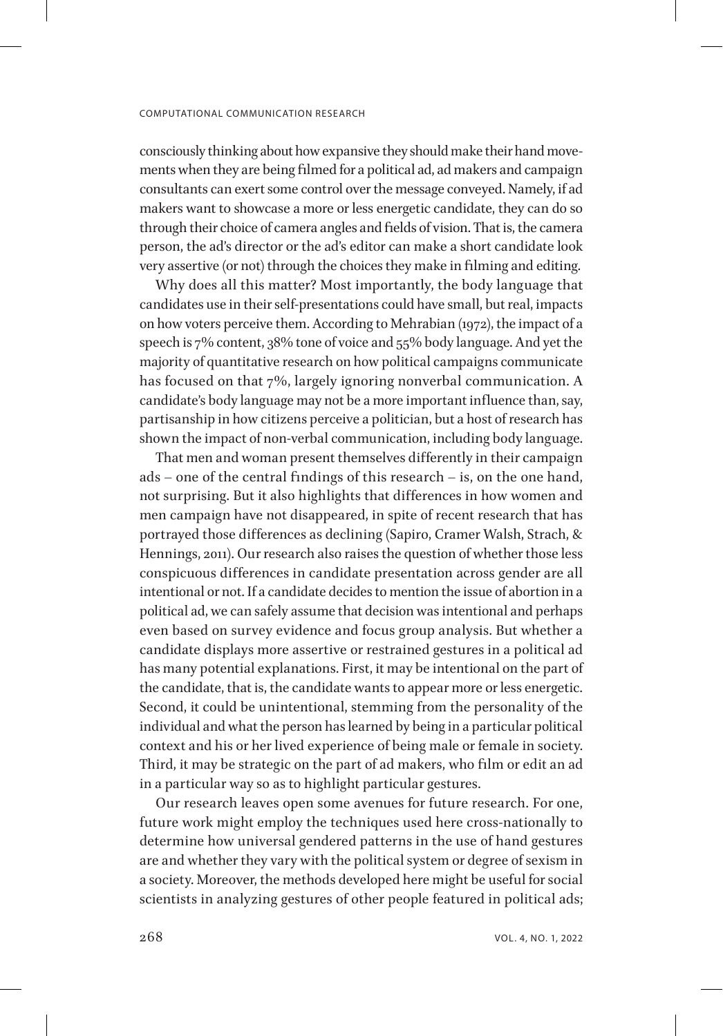consciously thinking about how expansive they should make their hand movements when they are being filmed for a political ad, ad makers and campaign consultants can exert some control over the message conveyed. Namely, if ad makers want to showcase a more or less energetic candidate, they can do so through their choice of camera angles and fields of vision. That is, the camera person, the ad's director or the ad's editor can make a short candidate look very assertive (or not) through the choices they make in filming and editing.

Why does all this matter? Most importantly, the body language that candidates use in their self-presentations could have small, but real, impacts on how voters perceive them. According to Mehrabian (1972), the impact of a speech is 7% content, 38% tone of voice and 55% body language. And yet the majority of quantitative research on how political campaigns communicate has focused on that 7%, largely ignoring nonverbal communication. A candidate's body language may not be a more important influence than, say, partisanship in how citizens perceive a politician, but a host of research has shown the impact of non-verbal communication, including body language.

That men and woman present themselves differently in their campaign ads – one of the central findings of this research – is, on the one hand, not surprising. But it also highlights that differences in how women and men campaign have not disappeared, in spite of recent research that has portrayed those differences as declining (Sapiro, Cramer Walsh, Strach, & Hennings, 2011). Our research also raises the question of whether those less conspicuous differences in candidate presentation across gender are all intentional or not. If a candidate decides to mention the issue of abortion in a political ad, we can safely assume that decision was intentional and perhaps even based on survey evidence and focus group analysis. But whether a candidate displays more assertive or restrained gestures in a political ad has many potential explanations. First, it may be intentional on the part of the candidate, that is, the candidate wants to appear more or less energetic. Second, it could be unintentional, stemming from the personality of the individual and what the person has learned by being in a particular political context and his or her lived experience of being male or female in society. Third, it may be strategic on the part of ad makers, who film or edit an ad in a particular way so as to highlight particular gestures.

Our research leaves open some avenues for future research. For one, future work might employ the techniques used here cross-nationally to determine how universal gendered patterns in the use of hand gestures are and whether they vary with the political system or degree of sexism in a society. Moreover, the methods developed here might be useful for social scientists in analyzing gestures of other people featured in political ads;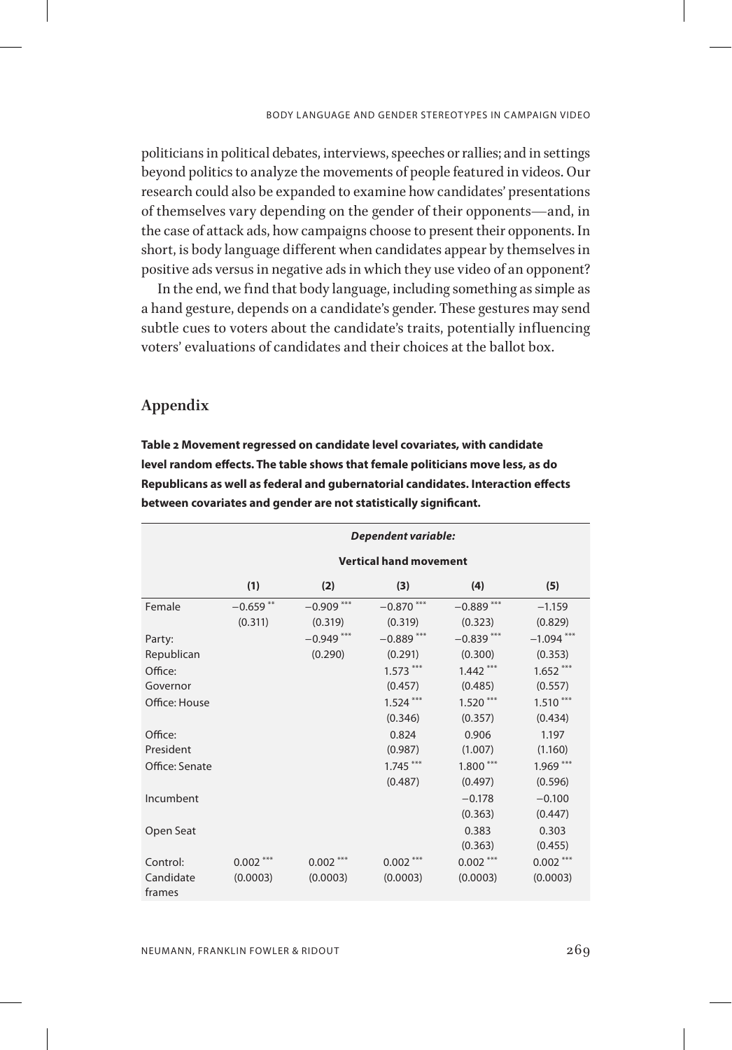politicians in political debates, interviews, speeches or rallies; and in settings beyond politics to analyze the movements of people featured in videos. Our research could also be expanded to examine how candidates' presentations of themselves vary depending on the gender of their opponents—and, in the case of attack ads, how campaigns choose to present their opponents. In short, is body language different when candidates appear by themselves in positive ads versus in negative ads in which they use video of an opponent?

In the end, we find that body language, including something as simple as a hand gesture, depends on a candidate's gender. These gestures may send subtle cues to voters about the candidate's traits, potentially influencing voters' evaluations of candidates and their choices at the ballot box.

## Appendix

**Table 2 Movement regressed on candidate level covariates, with candidate level random effects. The table shows that female politicians move less, as do Republicans as well as federal and gubernatorial candidates. Interaction effects between covariates and gender are not statistically significant.**

| | ***Dependent variable:*** | | | | |
|---|---|---|---|---|---|
| | **Vertical hand movement** | | | | |
| | **(1)** | **(2)** | **(3)** | **(4)** | **(5)** |
| Female | −0.659** | −0.909*** | −0.870*** | −0.889*** | −1.159 |
| | (0.311) | (0.319) | (0.319) | (0.323) | (0.829) |
| Party: Republican | | −0.949*** | −0.889*** | −0.839*** | −1.094*** |
| | | (0.290) | (0.291) | (0.300) | (0.353) |
| Office: Governor | | | 1.573*** | 1.442*** | 1.652*** |
| | | | (0.457) | (0.485) | (0.557) |
| Office: House | | | 1.524*** | 1.520*** | 1.510*** |
| | | | (0.346) | (0.357) | (0.434) |
| Office: President | | | 0.824 | 0.906 | 1.197 |
| | | | (0.987) | (1.007) | (1.160) |
| Office: Senate | | | 1.745*** | 1.800*** | 1.969*** |
| | | | (0.487) | (0.497) | (0.596) |
| Incumbent | | | | −0.178 | −0.100 |
| | | | | (0.363) | (0.447) |
| Open Seat | | | | 0.383 | 0.303 |
| | | | | (0.363) | (0.455) |
| Control: Candidate frames | 0.002*** | 0.002*** | 0.002*** | 0.002*** | 0.002*** |
| | (0.0003) | (0.0003) | (0.0003) | (0.0003) | (0.0003) |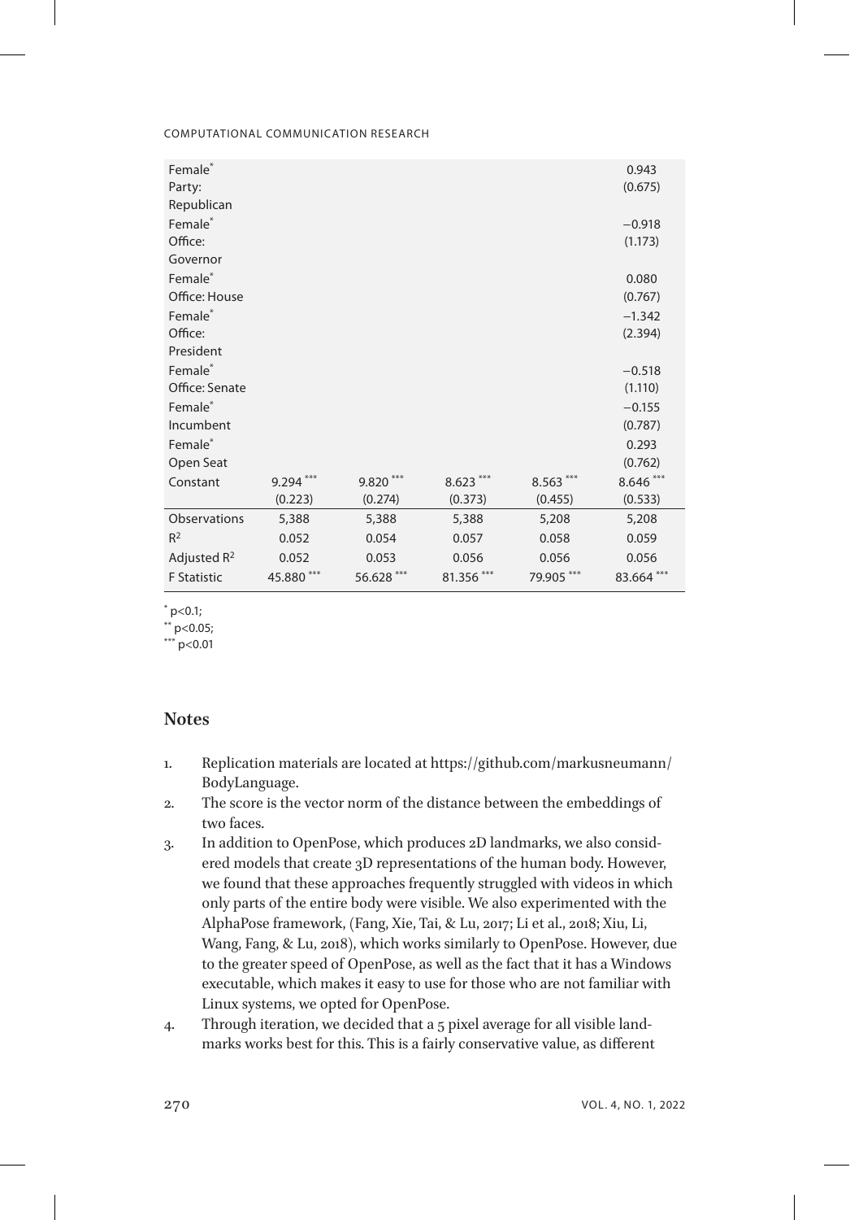| | | | | | |
|---|---|---|---|---|---|
| Female* Party: Republican | | | | | 0.943 |
| | | | | | (0.675) |
| Female* Office: Governor | | | | | −0.918 |
| | | | | | (1.173) |
| Female* Office: House | | | | | 0.080 |
| | | | | | (0.767) |
| Female* Office: President | | | | | −1.342 |
| | | | | | (2.394) |
| Female* Office: Senate | | | | | −0.518 |
| | | | | | (1.110) |
| Female* Incumbent | | | | | −0.155 |
| | | | | | (0.787) |
| Female* Open Seat | | | | | 0.293 |
| | | | | | (0.762) |
| Constant | 9.294*** | 9.820*** | 8.623*** | 8.563*** | 8.646*** |
| | (0.223) | (0.274) | (0.373) | (0.455) | (0.533) |
| Observations | 5,388 | 5,388 | 5,388 | 5,208 | 5,208 |
| $R^2$ | 0.052 | 0.054 | 0.057 | 0.058 | 0.059 |
| Adjusted $R^2$ | 0.052 | 0.053 | 0.056 | 0.056 | 0.056 |
| F Statistic | 45.880*** | 56.628*** | 81.356*** | 79.905*** | 83.664*** |

* p<0.1;
** p<0.05;
*** p<0.01

## Notes

1. Replication materials are located at https://github.com/markusneumann/BodyLanguage.
2. The score is the vector norm of the distance between the embeddings of two faces.
3. In addition to OpenPose, which produces 2D landmarks, we also considered models that create 3D representations of the human body. However, we found that these approaches frequently struggled with videos in which only parts of the entire body were visible. We also experimented with the AlphaPose framework, (Fang, Xie, Tai, & Lu, 2017; Li et al., 2018; Xiu, Li, Wang, Fang, & Lu, 2018), which works similarly to OpenPose. However, due to the greater speed of OpenPose, as well as the fact that it has a Windows executable, which makes it easy to use for those who are not familiar with Linux systems, we opted for OpenPose.
4. Through iteration, we decided that a 5 pixel average for all visible landmarks works best for this. This is a fairly conservative value, as different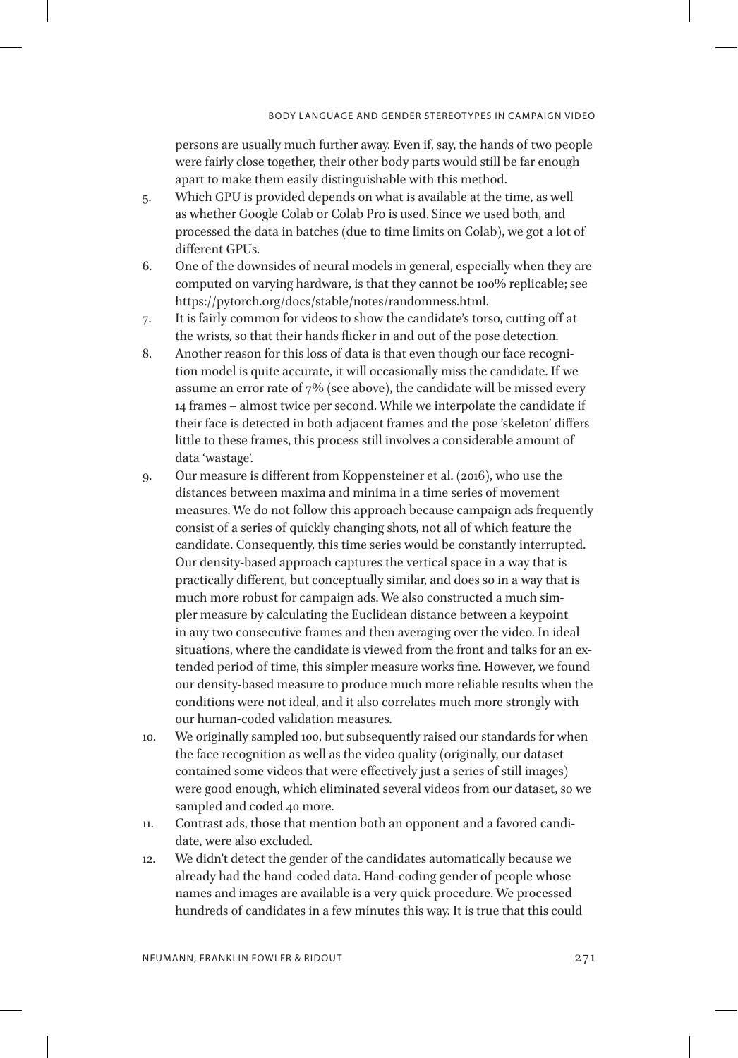persons are usually much further away. Even if, say, the hands of two people were fairly close together, their other body parts would still be far enough apart to make them easily distinguishable with this method.

5. Which GPU is provided depends on what is available at the time, as well as whether Google Colab or Colab Pro is used. Since we used both, and processed the data in batches (due to time limits on Colab), we got a lot of different GPUs.
6. One of the downsides of neural models in general, especially when they are computed on varying hardware, is that they cannot be 100% replicable; see https://pytorch.org/docs/stable/notes/randomness.html.
7. It is fairly common for videos to show the candidate's torso, cutting off at the wrists, so that their hands flicker in and out of the pose detection.
8. Another reason for this loss of data is that even though our face recognition model is quite accurate, it will occasionally miss the candidate. If we assume an error rate of 7% (see above), the candidate will be missed every 14 frames – almost twice per second. While we interpolate the candidate if their face is detected in both adjacent frames and the pose 'skeleton' differs little to these frames, this process still involves a considerable amount of data 'wastage'.
9. Our measure is different from Koppensteiner et al. (2016), who use the distances between maxima and minima in a time series of movement measures. We do not follow this approach because campaign ads frequently consist of a series of quickly changing shots, not all of which feature the candidate. Consequently, this time series would be constantly interrupted. Our density-based approach captures the vertical space in a way that is practically different, but conceptually similar, and does so in a way that is much more robust for campaign ads. We also constructed a much simpler measure by calculating the Euclidean distance between a keypoint in any two consecutive frames and then averaging over the video. In ideal situations, where the candidate is viewed from the front and talks for an extended period of time, this simpler measure works fine. However, we found our density-based measure to produce much more reliable results when the conditions were not ideal, and it also correlates much more strongly with our human-coded validation measures.
10. We originally sampled 100, but subsequently raised our standards for when the face recognition as well as the video quality (originally, our dataset contained some videos that were effectively just a series of still images) were good enough, which eliminated several videos from our dataset, so we sampled and coded 40 more.
11. Contrast ads, those that mention both an opponent and a favored candidate, were also excluded.
12. We didn't detect the gender of the candidates automatically because we already had the hand-coded data. Hand-coding gender of people whose names and images are available is a very quick procedure. We processed hundreds of candidates in a few minutes this way. It is true that this could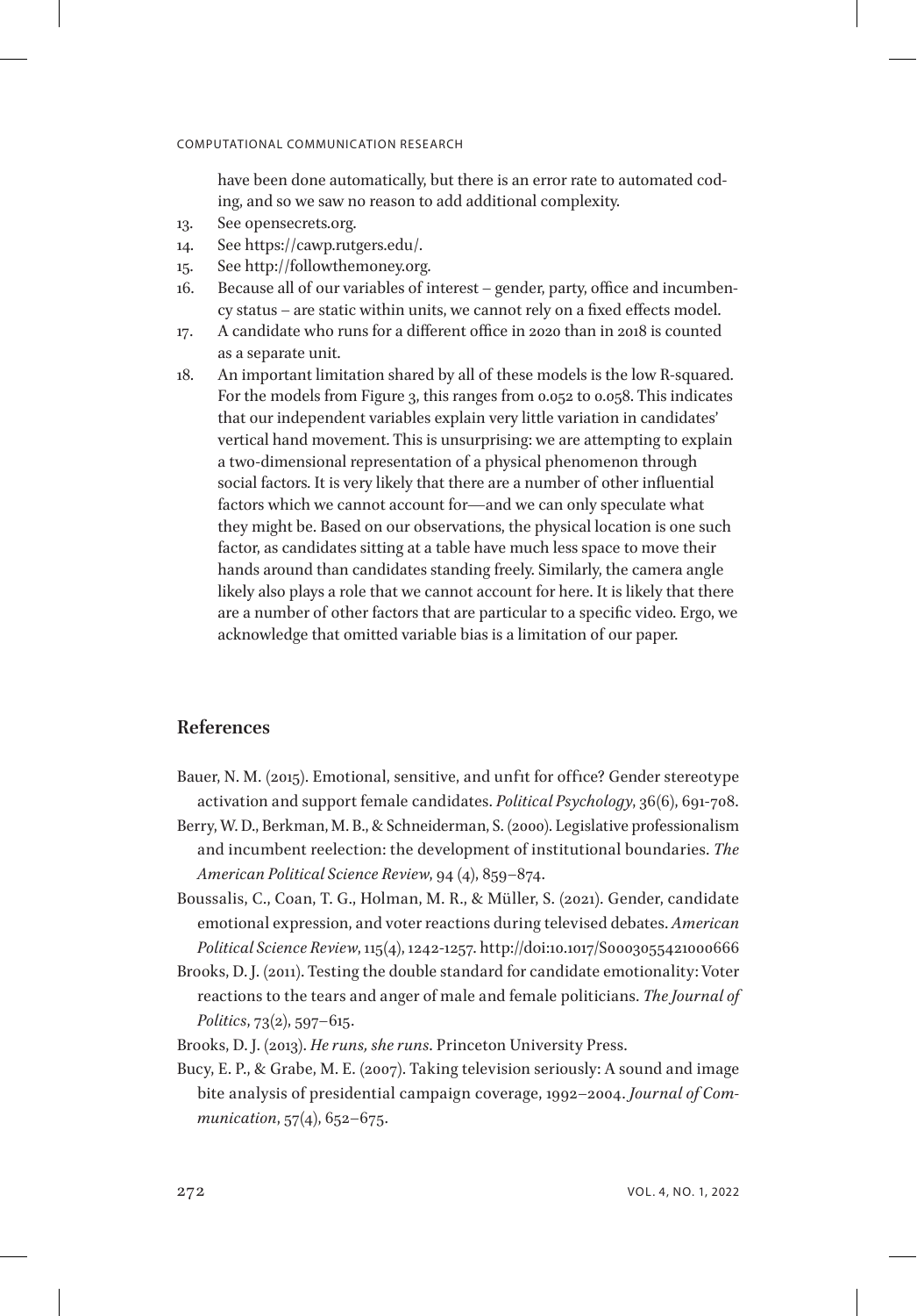have been done automatically, but there is an error rate to automated coding, and so we saw no reason to add additional complexity.

13. See opensecrets.org.
14. See https://cawp.rutgers.edu/.
15. See http://followthemoney.org.
16. Because all of our variables of interest – gender, party, office and incumbency status – are static within units, we cannot rely on a fixed effects model.
17. A candidate who runs for a different office in 2020 than in 2018 is counted as a separate unit.
18. An important limitation shared by all of these models is the low R-squared. For the models from Figure 3, this ranges from 0.052 to 0.058. This indicates that our independent variables explain very little variation in candidates' vertical hand movement. This is unsurprising: we are attempting to explain a two-dimensional representation of a physical phenomenon through social factors. It is very likely that there are a number of other influential factors which we cannot account for—and we can only speculate what they might be. Based on our observations, the physical location is one such factor, as candidates sitting at a table have much less space to move their hands around than candidates standing freely. Similarly, the camera angle likely also plays a role that we cannot account for here. It is likely that there are a number of other factors that are particular to a specific video. Ergo, we acknowledge that omitted variable bias is a limitation of our paper.

## References

Bauer, N. M. (2015). Emotional, sensitive, and unfit for office? Gender stereotype activation and support female candidates. *Political Psychology*, 36(6), 691-708.

Berry, W. D., Berkman, M. B., & Schneiderman, S. (2000). Legislative professionalism and incumbent reelection: the development of institutional boundaries. *The American Political Science Review*, 94 (4), 859–874.

Boussalis, C., Coan, T. G., Holman, M. R., & Müller, S. (2021). Gender, candidate emotional expression, and voter reactions during televised debates. *American Political Science Review*, 115(4), 1242-1257. http://doi:10.1017/S0003055421000666

Brooks, D. J. (2011). Testing the double standard for candidate emotionality: Voter reactions to the tears and anger of male and female politicians. *The Journal of Politics*, 73(2), 597–615.

Brooks, D. J. (2013). *He runs, she runs*. Princeton University Press.

Bucy, E. P., & Grabe, M. E. (2007). Taking television seriously: A sound and image bite analysis of presidential campaign coverage, 1992–2004. *Journal of Communication*, 57(4), 652–675.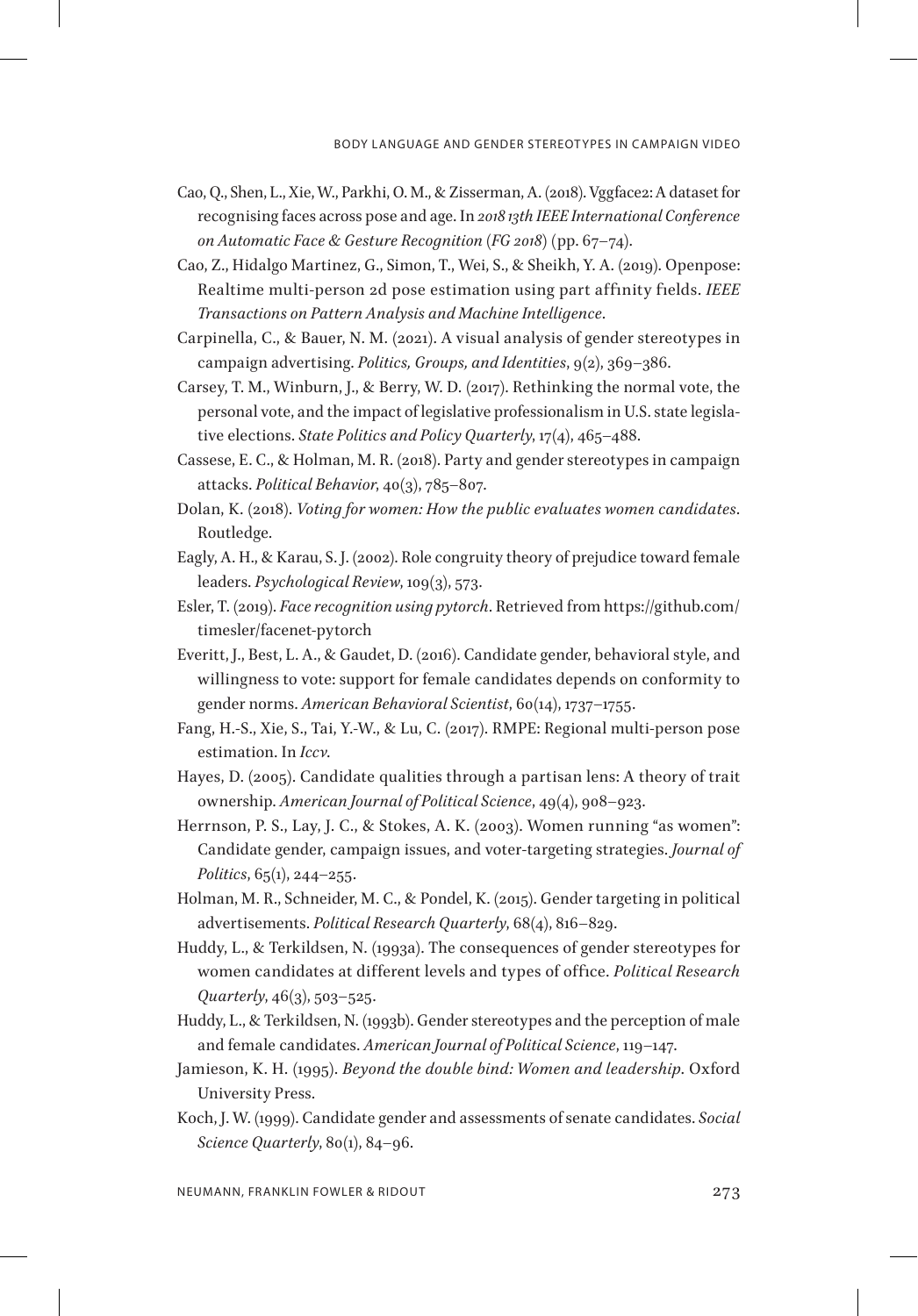Cao, Q., Shen, L., Xie, W., Parkhi, O. M., & Zisserman, A. (2018). Vggface2: A dataset for recognising faces across pose and age. In *2018 13th IEEE International Conference on Automatic Face & Gesture Recognition (FG 2018)* (pp. 67–74).

Cao, Z., Hidalgo Martinez, G., Simon, T., Wei, S., & Sheikh, Y. A. (2019). Openpose: Realtime multi-person 2d pose estimation using part affinity fields. *IEEE Transactions on Pattern Analysis and Machine Intelligence*.

Carpinella, C., & Bauer, N. M. (2021). A visual analysis of gender stereotypes in campaign advertising. *Politics, Groups, and Identities*, 9(2), 369–386.

Carsey, T. M., Winburn, J., & Berry, W. D. (2017). Rethinking the normal vote, the personal vote, and the impact of legislative professionalism in U.S. state legislative elections. *State Politics and Policy Quarterly*, 17(4), 465–488.

Cassese, E. C., & Holman, M. R. (2018). Party and gender stereotypes in campaign attacks. *Political Behavior*, 40(3), 785–807.

Dolan, K. (2018). *Voting for women: How the public evaluates women candidates*. Routledge.

Eagly, A. H., & Karau, S. J. (2002). Role congruity theory of prejudice toward female leaders. *Psychological Review*, 109(3), 573.

Esler, T. (2019). *Face recognition using pytorch*. Retrieved from https://github.com/timesler/facenet-pytorch

Everitt, J., Best, L. A., & Gaudet, D. (2016). Candidate gender, behavioral style, and willingness to vote: support for female candidates depends on conformity to gender norms. *American Behavioral Scientist*, 60(14), 1737–1755.

Fang, H.-S., Xie, S., Tai, Y.-W., & Lu, C. (2017). RMPE: Regional multi-person pose estimation. In *Iccv*.

Hayes, D. (2005). Candidate qualities through a partisan lens: A theory of trait ownership. *American Journal of Political Science*, 49(4), 908–923.

Herrnson, P. S., Lay, J. C., & Stokes, A. K. (2003). Women running "as women": Candidate gender, campaign issues, and voter-targeting strategies. *Journal of Politics*, 65(1), 244–255.

Holman, M. R., Schneider, M. C., & Pondel, K. (2015). Gender targeting in political advertisements. *Political Research Quarterly*, 68(4), 816–829.

Huddy, L., & Terkildsen, N. (1993a). The consequences of gender stereotypes for women candidates at different levels and types of office. *Political Research Quarterly*, 46(3), 503–525.

Huddy, L., & Terkildsen, N. (1993b). Gender stereotypes and the perception of male and female candidates. *American Journal of Political Science*, 119–147.

Jamieson, K. H. (1995). *Beyond the double bind: Women and leadership*. Oxford University Press.

Koch, J. W. (1999). Candidate gender and assessments of senate candidates. *Social Science Quarterly*, 80(1), 84–96.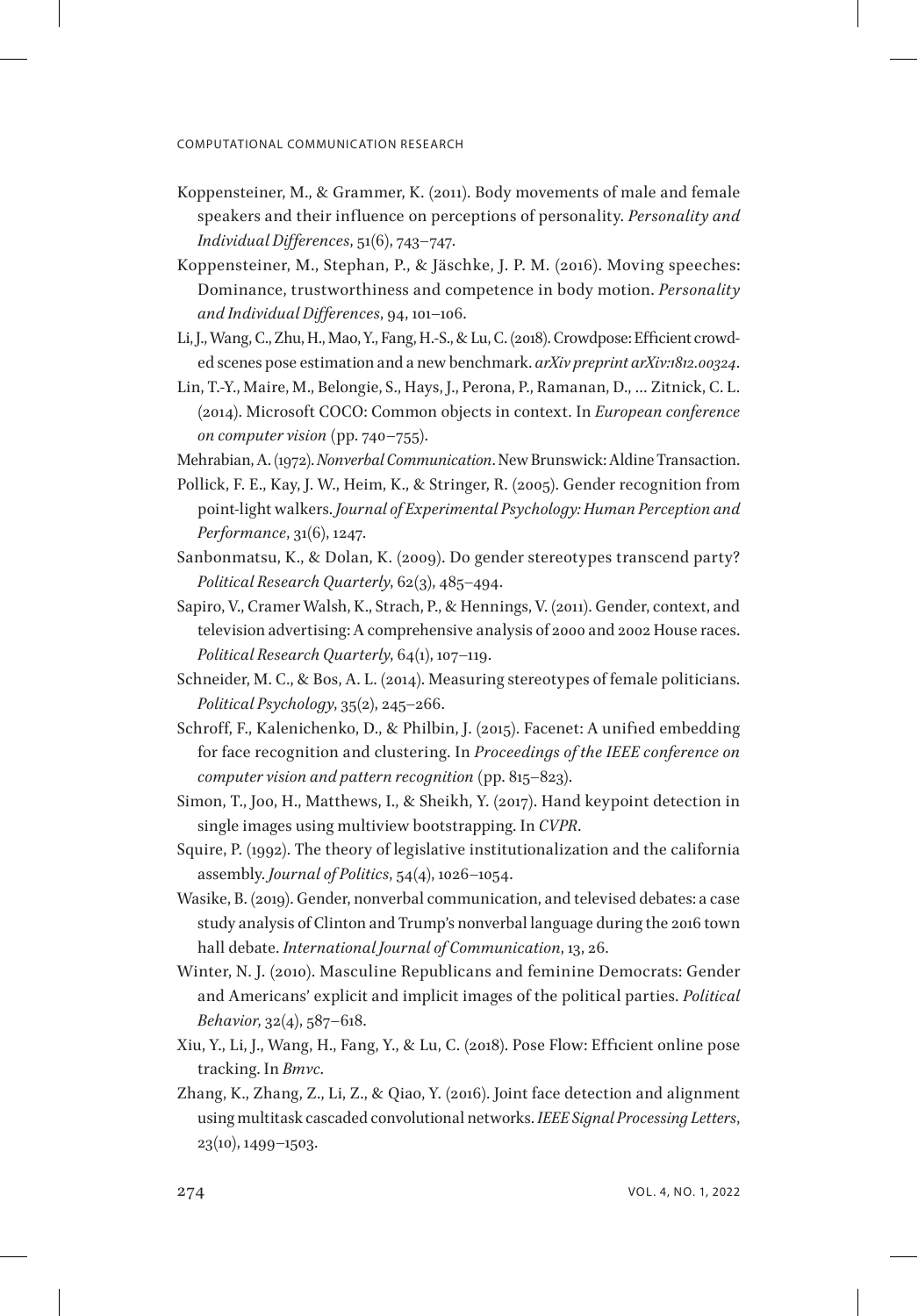Koppensteiner, M., & Grammer, K. (2011). Body movements of male and female speakers and their influence on perceptions of personality. *Personality and Individual Differences*, 51(6), 743–747.

Koppensteiner, M., Stephan, P., & Jäschke, J. P. M. (2016). Moving speeches: Dominance, trustworthiness and competence in body motion. *Personality and Individual Differences*, 94, 101–106.

Li, J., Wang, C., Zhu, H., Mao, Y., Fang, H.-S., & Lu, C. (2018). Crowdpose: Efficient crowded scenes pose estimation and a new benchmark. *arXiv preprint arXiv:1812.00324*.

Lin, T.-Y., Maire, M., Belongie, S., Hays, J., Perona, P., Ramanan, D., … Zitnick, C. L. (2014). Microsoft COCO: Common objects in context. In *European conference on computer vision* (pp. 740–755).

Mehrabian, A. (1972). *Nonverbal Communication*. New Brunswick: Aldine Transaction.

Pollick, F. E., Kay, J. W., Heim, K., & Stringer, R. (2005). Gender recognition from point-light walkers. *Journal of Experimental Psychology: Human Perception and Performance*, 31(6), 1247.

Sanbonmatsu, K., & Dolan, K. (2009). Do gender stereotypes transcend party? *Political Research Quarterly*, 62(3), 485–494.

Sapiro, V., Cramer Walsh, K., Strach, P., & Hennings, V. (2011). Gender, context, and television advertising: A comprehensive analysis of 2000 and 2002 House races. *Political Research Quarterly*, 64(1), 107–119.

Schneider, M. C., & Bos, A. L. (2014). Measuring stereotypes of female politicians. *Political Psychology*, 35(2), 245–266.

Schroff, F., Kalenichenko, D., & Philbin, J. (2015). Facenet: A unified embedding for face recognition and clustering. In *Proceedings of the IEEE conference on computer vision and pattern recognition* (pp. 815–823).

Simon, T., Joo, H., Matthews, I., & Sheikh, Y. (2017). Hand keypoint detection in single images using multiview bootstrapping. In *CVPR*.

Squire, P. (1992). The theory of legislative institutionalization and the california assembly. *Journal of Politics*, 54(4), 1026–1054.

Wasike, B. (2019). Gender, nonverbal communication, and televised debates: a case study analysis of Clinton and Trump's nonverbal language during the 2016 town hall debate. *International Journal of Communication*, 13, 26.

Winter, N. J. (2010). Masculine Republicans and feminine Democrats: Gender and Americans' explicit and implicit images of the political parties. *Political Behavior*, 32(4), 587–618.

Xiu, Y., Li, J., Wang, H., Fang, Y., & Lu, C. (2018). Pose Flow: Efficient online pose tracking. In *Bmvc*.

Zhang, K., Zhang, Z., Li, Z., & Qiao, Y. (2016). Joint face detection and alignment using multitask cascaded convolutional networks. *IEEE Signal Processing Letters*, 23(10), 1499–1503.